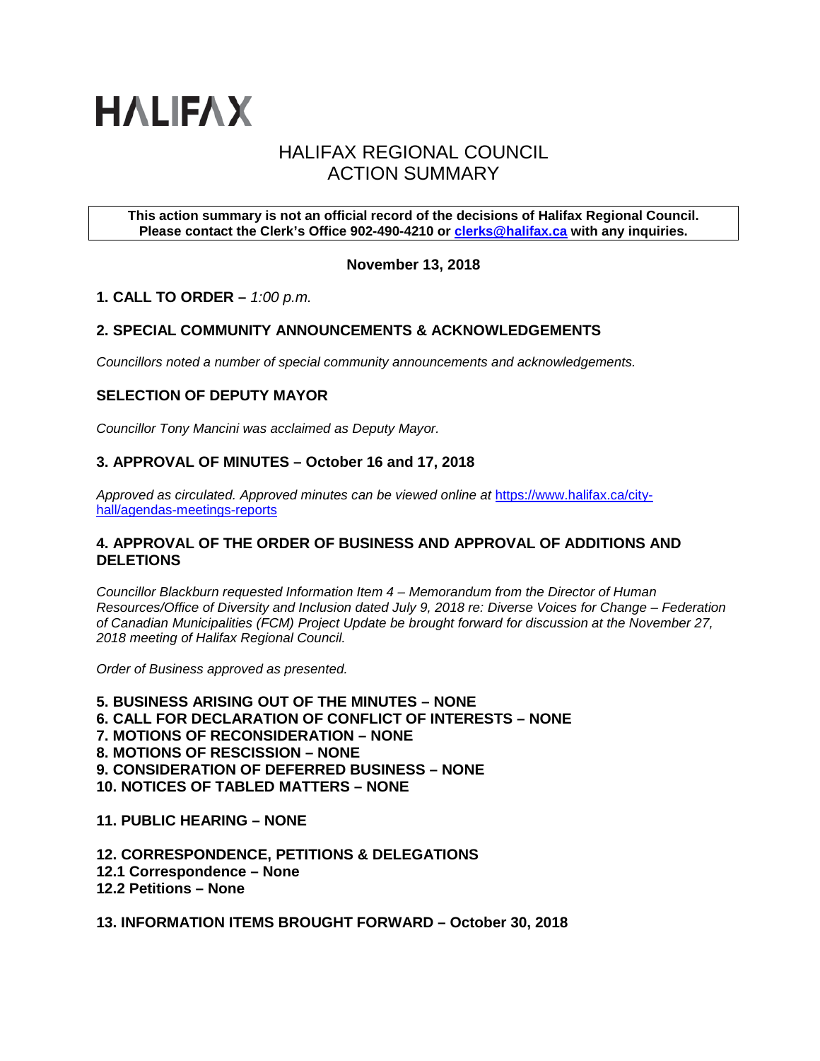# HALIFAX

## HALIFAX REGIONAL COUNCIL
## ACTION SUMMARY

**This action summary is not an official record of the decisions of Halifax Regional Council. Please contact the Clerk's Office 902-490-4210 or [clerks@halifax.ca](mailto:clerks@halifax.ca) with any inquiries.**

**November 13, 2018**

### 1. CALL TO ORDER – *1:00 p.m.*

### 2. SPECIAL COMMUNITY ANNOUNCEMENTS & ACKNOWLEDGEMENTS

*Councillors noted a number of special community announcements and acknowledgements.*

### SELECTION OF DEPUTY MAYOR

*Councillor Tony Mancini was acclaimed as Deputy Mayor.*

### 3. APPROVAL OF MINUTES – October 16 and 17, 2018

*Approved as circulated. Approved minutes can be viewed online at* [https://www.halifax.ca/city-hall/agendas-meetings-reports](https://www.halifax.ca/city-hall/agendas-meetings-reports)

### 4. APPROVAL OF THE ORDER OF BUSINESS AND APPROVAL OF ADDITIONS AND DELETIONS

*Councillor Blackburn requested Information Item 4 – Memorandum from the Director of Human Resources/Office of Diversity and Inclusion dated July 9, 2018 re: Diverse Voices for Change – Federation of Canadian Municipalities (FCM) Project Update be brought forward for discussion at the November 27, 2018 meeting of Halifax Regional Council.*

*Order of Business approved as presented.*

**5. BUSINESS ARISING OUT OF THE MINUTES – NONE**
**6. CALL FOR DECLARATION OF CONFLICT OF INTERESTS – NONE**
**7. MOTIONS OF RECONSIDERATION – NONE**
**8. MOTIONS OF RESCISSION – NONE**
**9. CONSIDERATION OF DEFERRED BUSINESS – NONE**
**10. NOTICES OF TABLED MATTERS – NONE**

**11. PUBLIC HEARING – NONE**

**12. CORRESPONDENCE, PETITIONS & DELEGATIONS**
**12.1 Correspondence – None**
**12.2 Petitions – None**

**13. INFORMATION ITEMS BROUGHT FORWARD – October 30, 2018**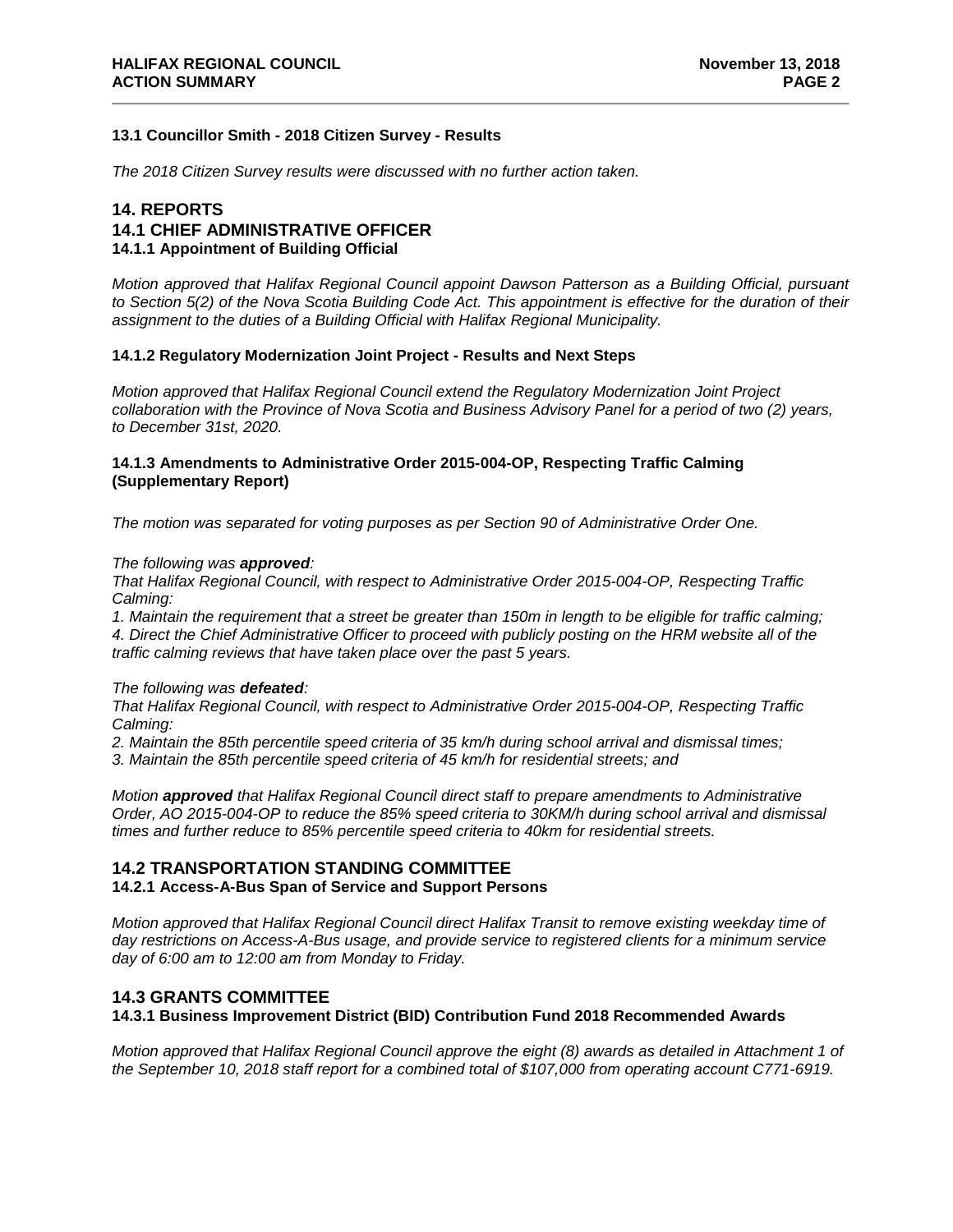### 13.1 Councillor Smith - 2018 Citizen Survey - Results

*The 2018 Citizen Survey results were discussed with no further action taken.*

## 14. REPORTS

## 14.1 CHIEF ADMINISTRATIVE OFFICER

### 14.1.1 Appointment of Building Official

*Motion approved that Halifax Regional Council appoint Dawson Patterson as a Building Official, pursuant to Section 5(2) of the Nova Scotia Building Code Act. This appointment is effective for the duration of their assignment to the duties of a Building Official with Halifax Regional Municipality.*

### 14.1.2 Regulatory Modernization Joint Project - Results and Next Steps

*Motion approved that Halifax Regional Council extend the Regulatory Modernization Joint Project collaboration with the Province of Nova Scotia and Business Advisory Panel for a period of two (2) years, to December 31st, 2020.*

### 14.1.3 Amendments to Administrative Order 2015-004-OP, Respecting Traffic Calming (Supplementary Report)

*The motion was separated for voting purposes as per Section 90 of Administrative Order One.*

*The following was **approved**:*
*That Halifax Regional Council, with respect to Administrative Order 2015-004-OP, Respecting Traffic Calming:*
*1. Maintain the requirement that a street be greater than 150m in length to be eligible for traffic calming;*
*4. Direct the Chief Administrative Officer to proceed with publicly posting on the HRM website all of the traffic calming reviews that have taken place over the past 5 years.*

*The following was **defeated**:*
*That Halifax Regional Council, with respect to Administrative Order 2015-004-OP, Respecting Traffic Calming:*
*2. Maintain the 85th percentile speed criteria of 35 km/h during school arrival and dismissal times;*
*3. Maintain the 85th percentile speed criteria of 45 km/h for residential streets; and*

*Motion **approved** that Halifax Regional Council direct staff to prepare amendments to Administrative Order, AO 2015-004-OP to reduce the 85% speed criteria to 30KM/h during school arrival and dismissal times and further reduce to 85% percentile speed criteria to 40km for residential streets.*

## 14.2 TRANSPORTATION STANDING COMMITTEE

### 14.2.1 Access-A-Bus Span of Service and Support Persons

*Motion approved that Halifax Regional Council direct Halifax Transit to remove existing weekday time of day restrictions on Access-A-Bus usage, and provide service to registered clients for a minimum service day of 6:00 am to 12:00 am from Monday to Friday.*

## 14.3 GRANTS COMMITTEE

### 14.3.1 Business Improvement District (BID) Contribution Fund 2018 Recommended Awards

*Motion approved that Halifax Regional Council approve the eight (8) awards as detailed in Attachment 1 of the September 10, 2018 staff report for a combined total of $107,000 from operating account C771-6919.*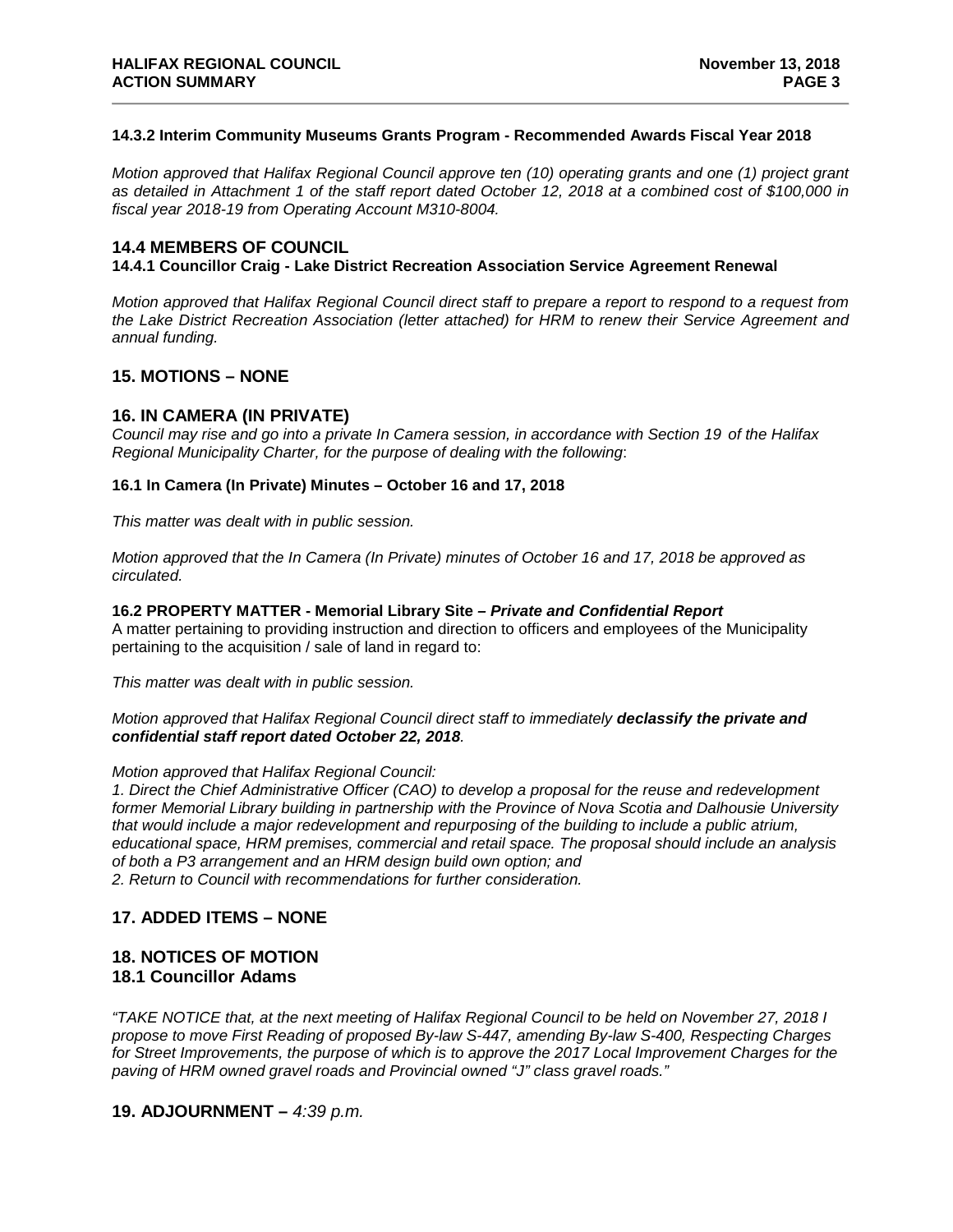**14.3.2 Interim Community Museums Grants Program - Recommended Awards Fiscal Year 2018**

*Motion approved that Halifax Regional Council approve ten (10) operating grants and one (1) project grant as detailed in Attachment 1 of the staff report dated October 12, 2018 at a combined cost of $100,000 in fiscal year 2018-19 from Operating Account M310-8004.*

## 14.4 MEMBERS OF COUNCIL

**14.4.1 Councillor Craig - Lake District Recreation Association Service Agreement Renewal**

*Motion approved that Halifax Regional Council direct staff to prepare a report to respond to a request from the Lake District Recreation Association (letter attached) for HRM to renew their Service Agreement and annual funding.*

## 15. MOTIONS – NONE

## 16. IN CAMERA (IN PRIVATE)

*Council may rise and go into a private In Camera session, in accordance with Section 19 of the Halifax Regional Municipality Charter, for the purpose of dealing with the following*:

**16.1 In Camera (In Private) Minutes – October 16 and 17, 2018**

*This matter was dealt with in public session.*

*Motion approved that the In Camera (In Private) minutes of October 16 and 17, 2018 be approved as circulated.*

**16.2 PROPERTY MATTER - Memorial Library Site –** ***Private and Confidential Report***

A matter pertaining to providing instruction and direction to officers and employees of the Municipality pertaining to the acquisition / sale of land in regard to:

*This matter was dealt with in public session.*

*Motion approved that Halifax Regional Council direct staff to immediately* ***declassify the private and confidential staff report dated October 22, 2018****.*

*Motion approved that Halifax Regional Council:*

*1. Direct the Chief Administrative Officer (CAO) to develop a proposal for the reuse and redevelopment former Memorial Library building in partnership with the Province of Nova Scotia and Dalhousie University that would include a major redevelopment and repurposing of the building to include a public atrium, educational space, HRM premises, commercial and retail space. The proposal should include an analysis of both a P3 arrangement and an HRM design build own option; and*

*2. Return to Council with recommendations for further consideration.*

## 17. ADDED ITEMS – NONE

## 18. NOTICES OF MOTION

## 18.1 Councillor Adams

*"TAKE NOTICE that, at the next meeting of Halifax Regional Council to be held on November 27, 2018 I propose to move First Reading of proposed By-law S-447, amending By-law S-400, Respecting Charges for Street Improvements, the purpose of which is to approve the 2017 Local Improvement Charges for the paving of HRM owned gravel roads and Provincial owned "J" class gravel roads."*

## 19. ADJOURNMENT – *4:39 p.m.*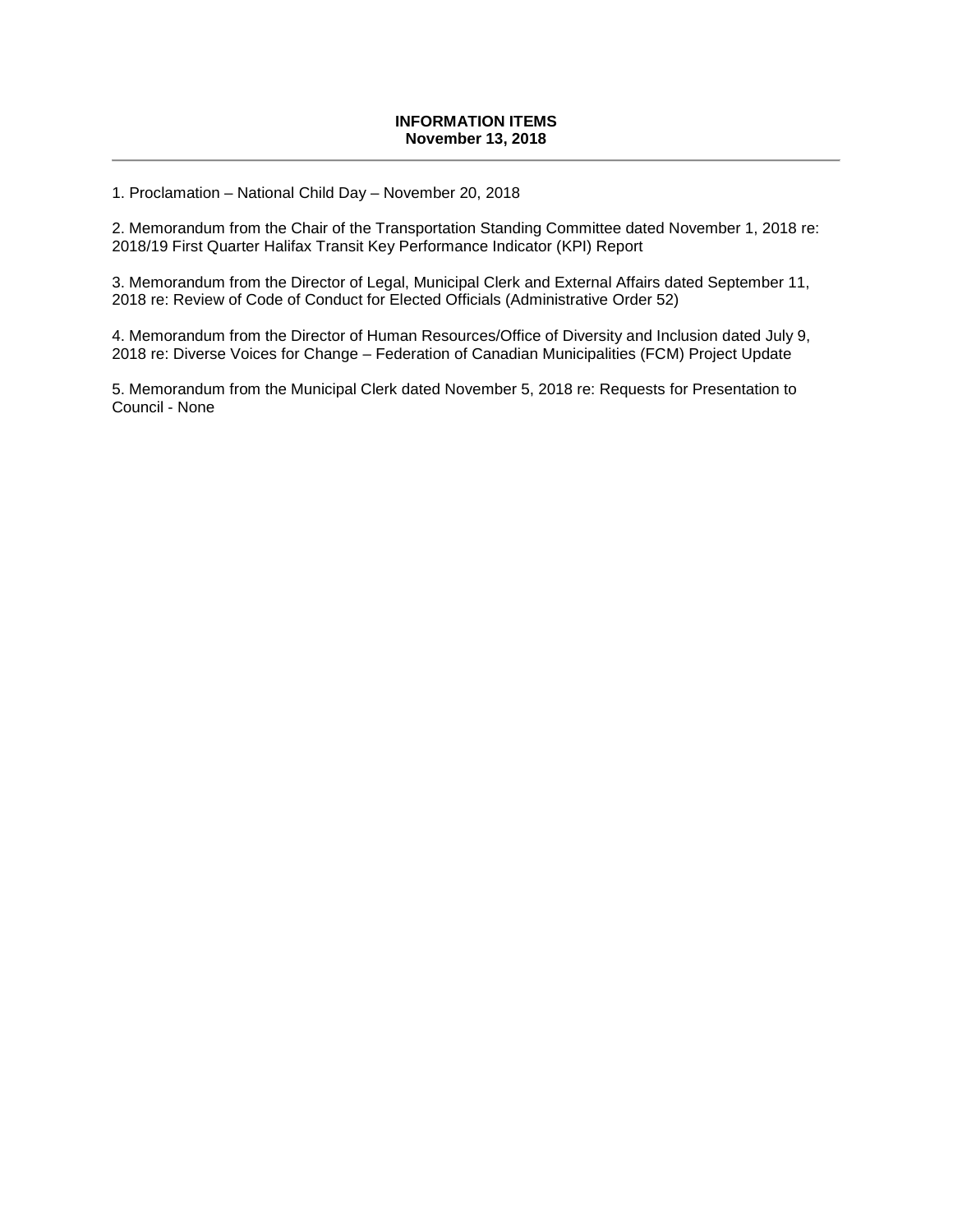**INFORMATION ITEMS**
**November 13, 2018**

---

1. Proclamation – National Child Day – November 20, 2018

2. Memorandum from the Chair of the Transportation Standing Committee dated November 1, 2018 re: 2018/19 First Quarter Halifax Transit Key Performance Indicator (KPI) Report

3. Memorandum from the Director of Legal, Municipal Clerk and External Affairs dated September 11, 2018 re: Review of Code of Conduct for Elected Officials (Administrative Order 52)

4. Memorandum from the Director of Human Resources/Office of Diversity and Inclusion dated July 9, 2018 re: Diverse Voices for Change – Federation of Canadian Municipalities (FCM) Project Update

5. Memorandum from the Municipal Clerk dated November 5, 2018 re: Requests for Presentation to Council - None